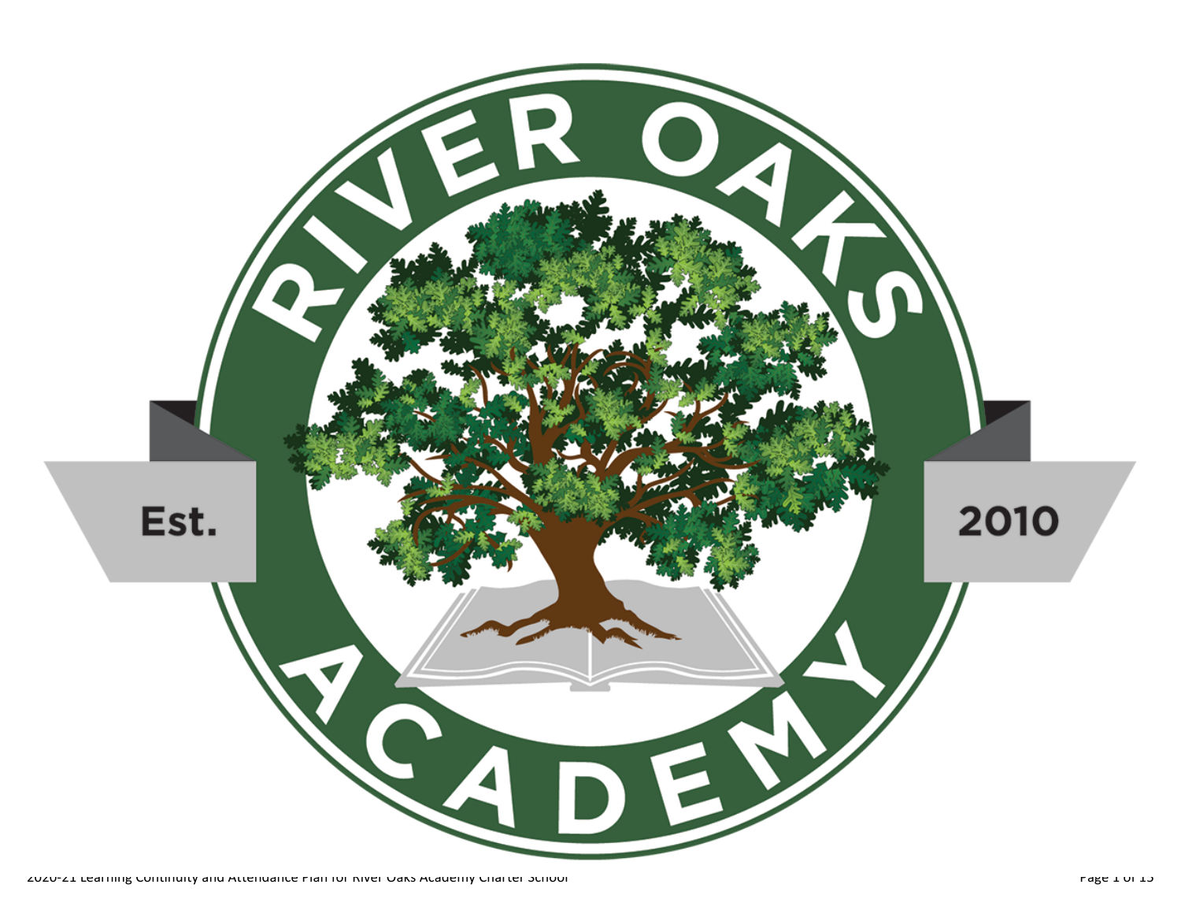RIVER OAKS ACADEMY

Est. 2010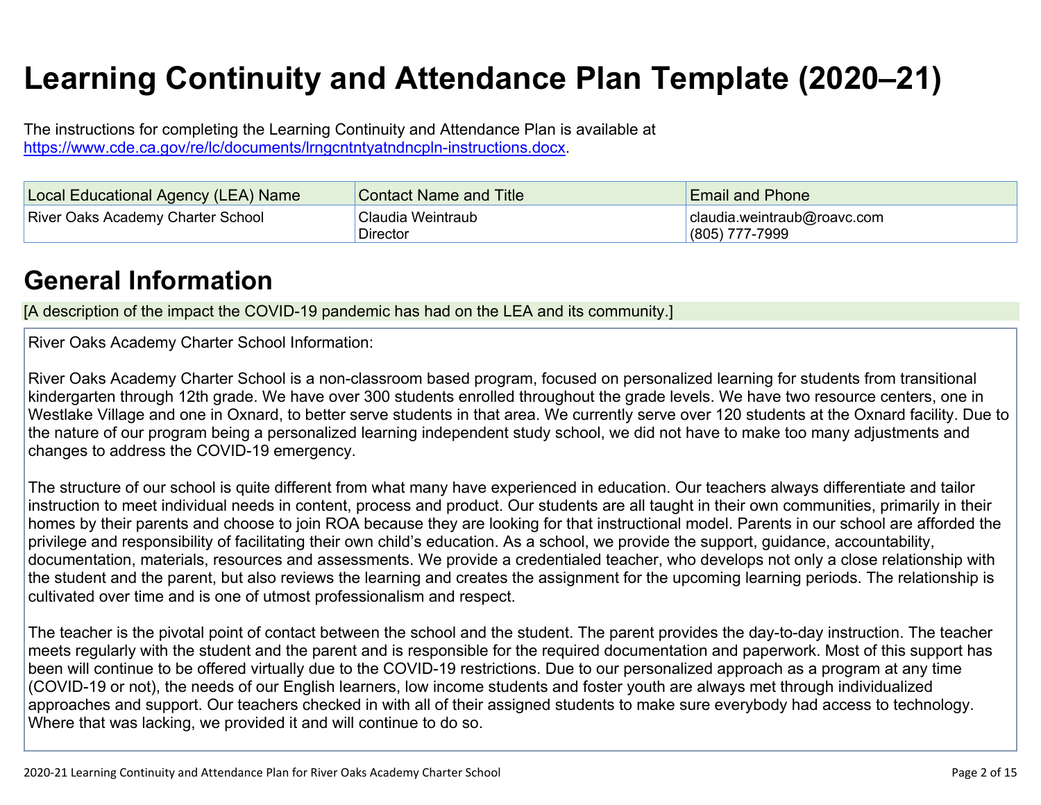# Learning Continuity and Attendance Plan Template (2020–21)

The instructions for completing the Learning Continuity and Attendance Plan is available at https://www.cde.ca.gov/re/lc/documents/lrngcntntyatndncpln-instructions.docx.

| Local Educational Agency (LEA) Name | Contact Name and Title | Email and Phone |
|---|---|---|
| River Oaks Academy Charter School | Claudia Weintraub<br>Director | claudia.weintraub@roavc.com<br>(805) 777-7999 |

## General Information

[A description of the impact the COVID-19 pandemic has had on the LEA and its community.]

River Oaks Academy Charter School Information:

River Oaks Academy Charter School is a non-classroom based program, focused on personalized learning for students from transitional kindergarten through 12th grade. We have over 300 students enrolled throughout the grade levels. We have two resource centers, one in Westlake Village and one in Oxnard, to better serve students in that area. We currently serve over 120 students at the Oxnard facility. Due to the nature of our program being a personalized learning independent study school, we did not have to make too many adjustments and changes to address the COVID-19 emergency.

The structure of our school is quite different from what many have experienced in education. Our teachers always differentiate and tailor instruction to meet individual needs in content, process and product. Our students are all taught in their own communities, primarily in their homes by their parents and choose to join ROA because they are looking for that instructional model. Parents in our school are afforded the privilege and responsibility of facilitating their own child's education. As a school, we provide the support, guidance, accountability, documentation, materials, resources and assessments. We provide a credentialed teacher, who develops not only a close relationship with the student and the parent, but also reviews the learning and creates the assignment for the upcoming learning periods. The relationship is cultivated over time and is one of utmost professionalism and respect.

The teacher is the pivotal point of contact between the school and the student. The parent provides the day-to-day instruction. The teacher meets regularly with the student and the parent and is responsible for the required documentation and paperwork. Most of this support has been will continue to be offered virtually due to the COVID-19 restrictions. Due to our personalized approach as a program at any time (COVID-19 or not), the needs of our English learners, low income students and foster youth are always met through individualized approaches and support. Our teachers checked in with all of their assigned students to make sure everybody had access to technology. Where that was lacking, we provided it and will continue to do so.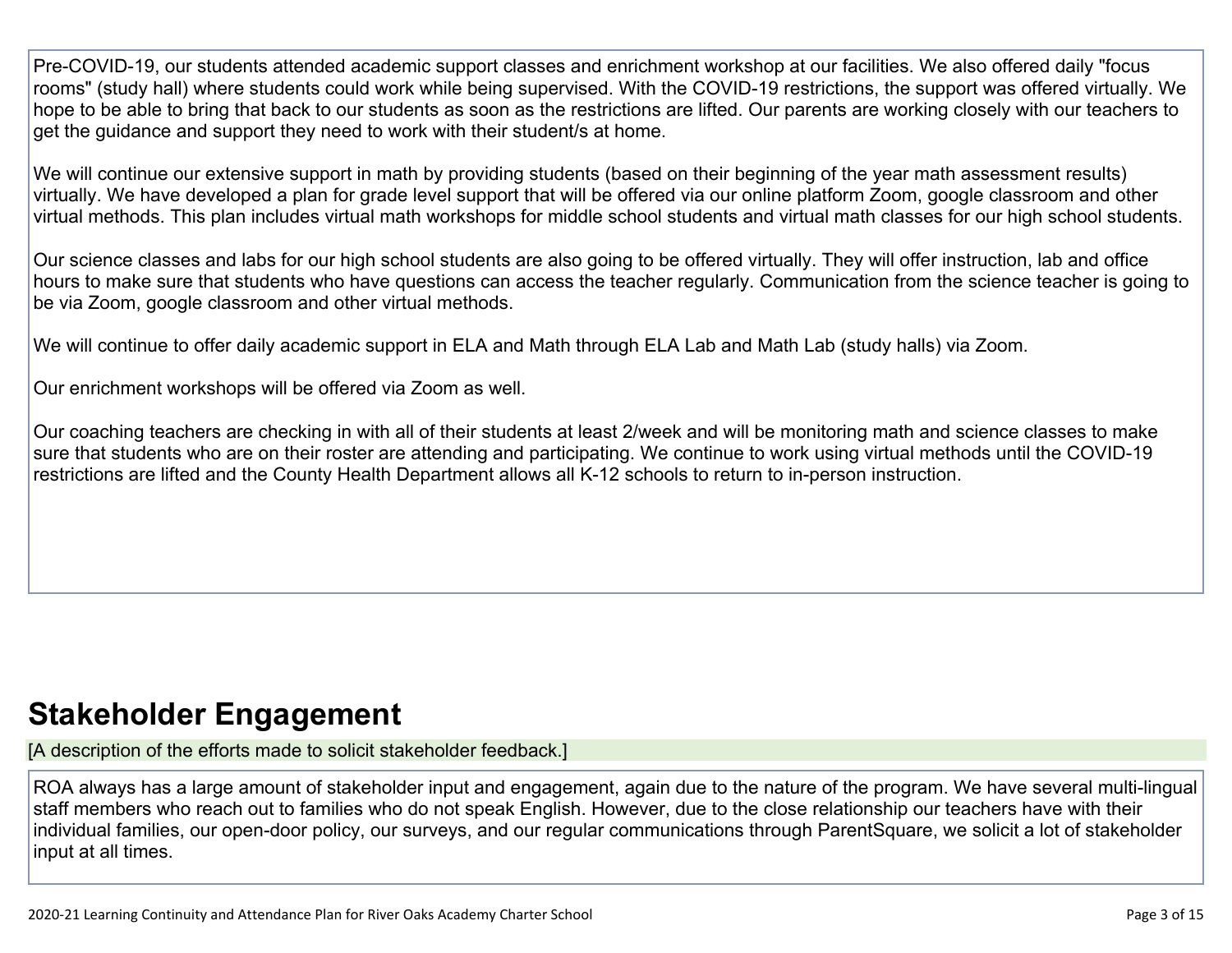Pre-COVID-19, our students attended academic support classes and enrichment workshop at our facilities. We also offered daily "focus rooms" (study hall) where students could work while being supervised. With the COVID-19 restrictions, the support was offered virtually. We hope to be able to bring that back to our students as soon as the restrictions are lifted. Our parents are working closely with our teachers to get the guidance and support they need to work with their student/s at home.

We will continue our extensive support in math by providing students (based on their beginning of the year math assessment results) virtually. We have developed a plan for grade level support that will be offered via our online platform Zoom, google classroom and other virtual methods. This plan includes virtual math workshops for middle school students and virtual math classes for our high school students.

Our science classes and labs for our high school students are also going to be offered virtually. They will offer instruction, lab and office hours to make sure that students who have questions can access the teacher regularly. Communication from the science teacher is going to be via Zoom, google classroom and other virtual methods.

We will continue to offer daily academic support in ELA and Math through ELA Lab and Math Lab (study halls) via Zoom.

Our enrichment workshops will be offered via Zoom as well.

Our coaching teachers are checking in with all of their students at least 2/week and will be monitoring math and science classes to make sure that students who are on their roster are attending and participating. We continue to work using virtual methods until the COVID-19 restrictions are lifted and the County Health Department allows all K-12 schools to return to in-person instruction.

## Stakeholder Engagement

[A description of the efforts made to solicit stakeholder feedback.]

ROA always has a large amount of stakeholder input and engagement, again due to the nature of the program. We have several multi-lingual staff members who reach out to families who do not speak English. However, due to the close relationship our teachers have with their individual families, our open-door policy, our surveys, and our regular communications through ParentSquare, we solicit a lot of stakeholder input at all times.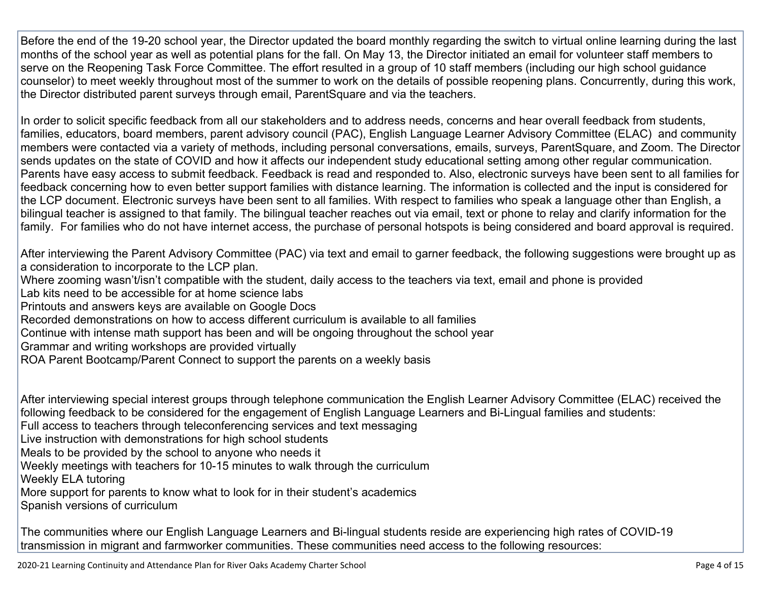Before the end of the 19-20 school year, the Director updated the board monthly regarding the switch to virtual online learning during the last months of the school year as well as potential plans for the fall. On May 13, the Director initiated an email for volunteer staff members to serve on the Reopening Task Force Committee. The effort resulted in a group of 10 staff members (including our high school guidance counselor) to meet weekly throughout most of the summer to work on the details of possible reopening plans. Concurrently, during this work, the Director distributed parent surveys through email, ParentSquare and via the teachers.

In order to solicit specific feedback from all our stakeholders and to address needs, concerns and hear overall feedback from students, families, educators, board members, parent advisory council (PAC), English Language Learner Advisory Committee (ELAC) and community members were contacted via a variety of methods, including personal conversations, emails, surveys, ParentSquare, and Zoom. The Director sends updates on the state of COVID and how it affects our independent study educational setting among other regular communication. Parents have easy access to submit feedback. Feedback is read and responded to. Also, electronic surveys have been sent to all families for feedback concerning how to even better support families with distance learning. The information is collected and the input is considered for the LCP document. Electronic surveys have been sent to all families. With respect to families who speak a language other than English, a bilingual teacher is assigned to that family. The bilingual teacher reaches out via email, text or phone to relay and clarify information for the family. For families who do not have internet access, the purchase of personal hotspots is being considered and board approval is required.

After interviewing the Parent Advisory Committee (PAC) via text and email to garner feedback, the following suggestions were brought up as a consideration to incorporate to the LCP plan.

Where zooming wasn't/isn't compatible with the student, daily access to the teachers via text, email and phone is provided
Lab kits need to be accessible for at home science labs
Printouts and answers keys are available on Google Docs
Recorded demonstrations on how to access different curriculum is available to all families
Continue with intense math support has been and will be ongoing throughout the school year
Grammar and writing workshops are provided virtually
ROA Parent Bootcamp/Parent Connect to support the parents on a weekly basis

After interviewing special interest groups through telephone communication the English Learner Advisory Committee (ELAC) received the following feedback to be considered for the engagement of English Language Learners and Bi-Lingual families and students:

Full access to teachers through teleconferencing services and text messaging
Live instruction with demonstrations for high school students
Meals to be provided by the school to anyone who needs it
Weekly meetings with teachers for 10-15 minutes to walk through the curriculum
Weekly ELA tutoring
More support for parents to know what to look for in their student's academics
Spanish versions of curriculum

The communities where our English Language Learners and Bi-lingual students reside are experiencing high rates of COVID-19 transmission in migrant and farmworker communities. These communities need access to the following resources: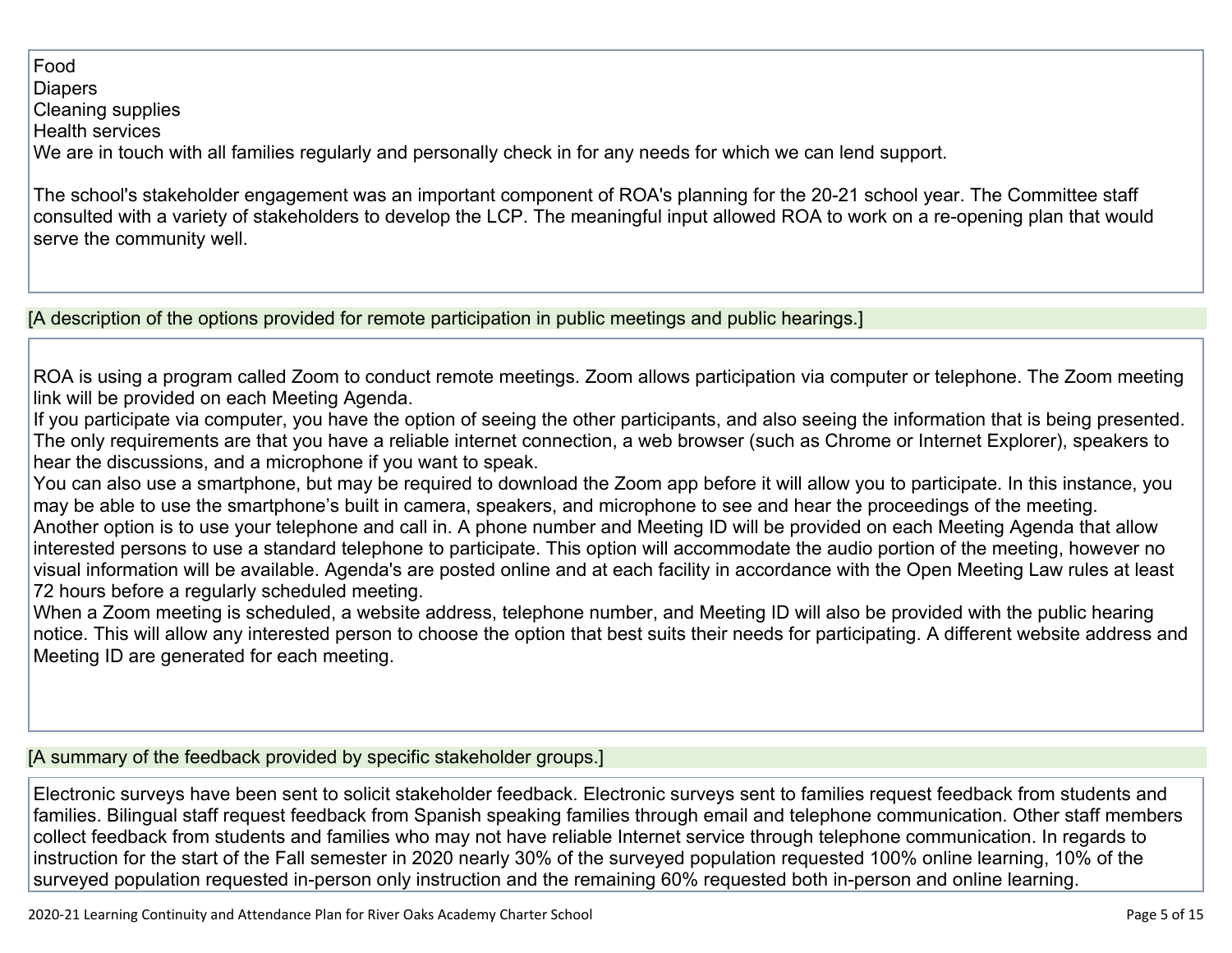Food
Diapers
Cleaning supplies
Health services
We are in touch with all families regularly and personally check in for any needs for which we can lend support.

The school's stakeholder engagement was an important component of ROA's planning for the 20-21 school year. The Committee staff consulted with a variety of stakeholders to develop the LCP. The meaningful input allowed ROA to work on a re-opening plan that would serve the community well.

[A description of the options provided for remote participation in public meetings and public hearings.]

ROA is using a program called Zoom to conduct remote meetings. Zoom allows participation via computer or telephone. The Zoom meeting link will be provided on each Meeting Agenda.
If you participate via computer, you have the option of seeing the other participants, and also seeing the information that is being presented. The only requirements are that you have a reliable internet connection, a web browser (such as Chrome or Internet Explorer), speakers to hear the discussions, and a microphone if you want to speak.
You can also use a smartphone, but may be required to download the Zoom app before it will allow you to participate. In this instance, you may be able to use the smartphone's built in camera, speakers, and microphone to see and hear the proceedings of the meeting.
Another option is to use your telephone and call in. A phone number and Meeting ID will be provided on each Meeting Agenda that allow interested persons to use a standard telephone to participate. This option will accommodate the audio portion of the meeting, however no visual information will be available. Agenda's are posted online and at each facility in accordance with the Open Meeting Law rules at least 72 hours before a regularly scheduled meeting.
When a Zoom meeting is scheduled, a website address, telephone number, and Meeting ID will also be provided with the public hearing notice. This will allow any interested person to choose the option that best suits their needs for participating. A different website address and Meeting ID are generated for each meeting.

[A summary of the feedback provided by specific stakeholder groups.]

Electronic surveys have been sent to solicit stakeholder feedback. Electronic surveys sent to families request feedback from students and families. Bilingual staff request feedback from Spanish speaking families through email and telephone communication. Other staff members collect feedback from students and families who may not have reliable Internet service through telephone communication. In regards to instruction for the start of the Fall semester in 2020 nearly 30% of the surveyed population requested 100% online learning, 10% of the surveyed population requested in-person only instruction and the remaining 60% requested both in-person and online learning.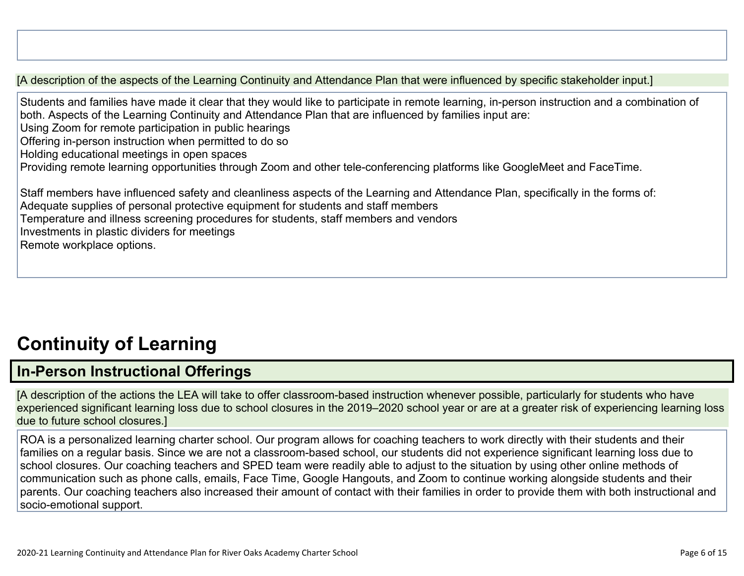[A description of the aspects of the Learning Continuity and Attendance Plan that were influenced by specific stakeholder input.]

Students and families have made it clear that they would like to participate in remote learning, in-person instruction and a combination of both. Aspects of the Learning Continuity and Attendance Plan that are influenced by families input are:
Using Zoom for remote participation in public hearings
Offering in-person instruction when permitted to do so
Holding educational meetings in open spaces
Providing remote learning opportunities through Zoom and other tele-conferencing platforms like GoogleMeet and FaceTime.

Staff members have influenced safety and cleanliness aspects of the Learning and Attendance Plan, specifically in the forms of:
Adequate supplies of personal protective equipment for students and staff members
Temperature and illness screening procedures for students, staff members and vendors
Investments in plastic dividers for meetings
Remote workplace options.

# Continuity of Learning

## In-Person Instructional Offerings

[A description of the actions the LEA will take to offer classroom-based instruction whenever possible, particularly for students who have experienced significant learning loss due to school closures in the 2019–2020 school year or are at a greater risk of experiencing learning loss due to future school closures.]

ROA is a personalized learning charter school. Our program allows for coaching teachers to work directly with their students and their families on a regular basis. Since we are not a classroom-based school, our students did not experience significant learning loss due to school closures. Our coaching teachers and SPED team were readily able to adjust to the situation by using other online methods of communication such as phone calls, emails, Face Time, Google Hangouts, and Zoom to continue working alongside students and their parents. Our coaching teachers also increased their amount of contact with their families in order to provide them with both instructional and socio-emotional support.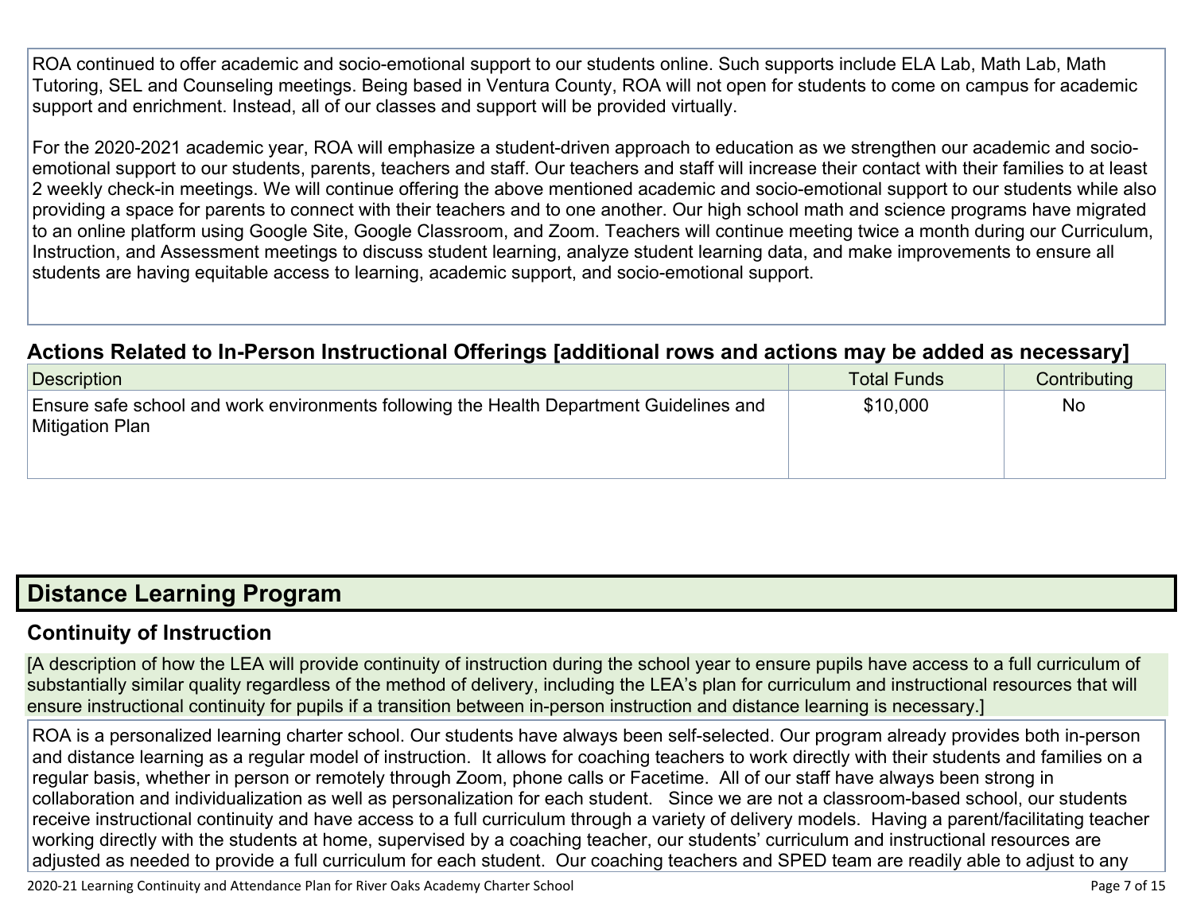ROA continued to offer academic and socio-emotional support to our students online. Such supports include ELA Lab, Math Lab, Math Tutoring, SEL and Counseling meetings. Being based in Ventura County, ROA will not open for students to come on campus for academic support and enrichment. Instead, all of our classes and support will be provided virtually.

For the 2020-2021 academic year, ROA will emphasize a student-driven approach to education as we strengthen our academic and socio-emotional support to our students, parents, teachers and staff. Our teachers and staff will increase their contact with their families to at least 2 weekly check-in meetings. We will continue offering the above mentioned academic and socio-emotional support to our students while also providing a space for parents to connect with their teachers and to one another. Our high school math and science programs have migrated to an online platform using Google Site, Google Classroom, and Zoom. Teachers will continue meeting twice a month during our Curriculum, Instruction, and Assessment meetings to discuss student learning, analyze student learning data, and make improvements to ensure all students are having equitable access to learning, academic support, and socio-emotional support.

### Actions Related to In-Person Instructional Offerings [additional rows and actions may be added as necessary]

| Description | Total Funds | Contributing |
|---|---|---|
| Ensure safe school and work environments following the Health Department Guidelines and Mitigation Plan | $10,000 | No |

## Distance Learning Program

### Continuity of Instruction

[A description of how the LEA will provide continuity of instruction during the school year to ensure pupils have access to a full curriculum of substantially similar quality regardless of the method of delivery, including the LEA's plan for curriculum and instructional resources that will ensure instructional continuity for pupils if a transition between in-person instruction and distance learning is necessary.]

ROA is a personalized learning charter school. Our students have always been self-selected. Our program already provides both in-person and distance learning as a regular model of instruction. It allows for coaching teachers to work directly with their students and families on a regular basis, whether in person or remotely through Zoom, phone calls or Facetime. All of our staff have always been strong in collaboration and individualization as well as personalization for each student. Since we are not a classroom-based school, our students receive instructional continuity and have access to a full curriculum through a variety of delivery models. Having a parent/facilitating teacher working directly with the students at home, supervised by a coaching teacher, our students' curriculum and instructional resources are adjusted as needed to provide a full curriculum for each student. Our coaching teachers and SPED team are readily able to adjust to any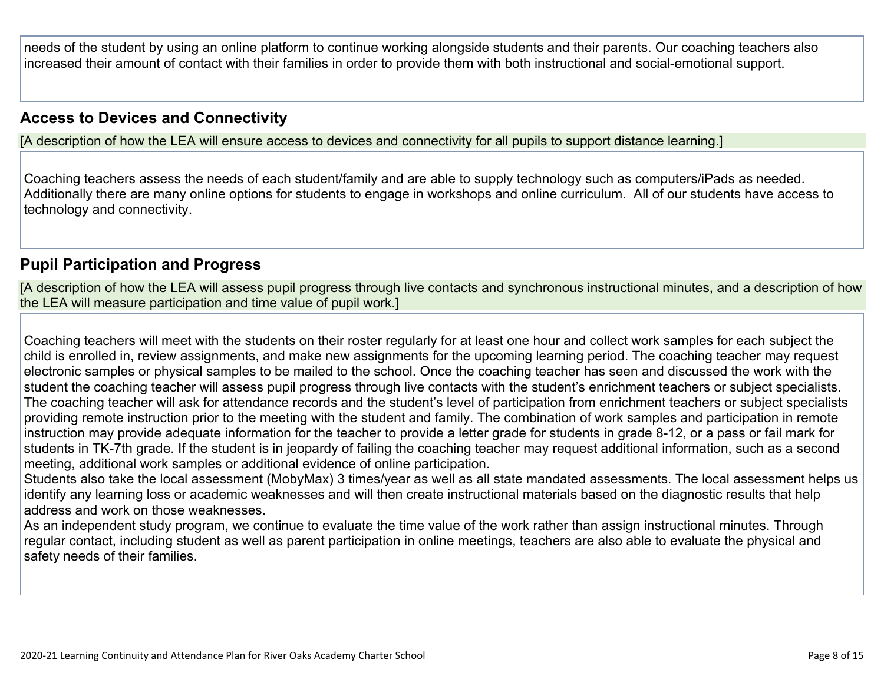needs of the student by using an online platform to continue working alongside students and their parents. Our coaching teachers also increased their amount of contact with their families in order to provide them with both instructional and social-emotional support.

## Access to Devices and Connectivity

[A description of how the LEA will ensure access to devices and connectivity for all pupils to support distance learning.]

Coaching teachers assess the needs of each student/family and are able to supply technology such as computers/iPads as needed. Additionally there are many online options for students to engage in workshops and online curriculum. All of our students have access to technology and connectivity.

## Pupil Participation and Progress

[A description of how the LEA will assess pupil progress through live contacts and synchronous instructional minutes, and a description of how the LEA will measure participation and time value of pupil work.]

Coaching teachers will meet with the students on their roster regularly for at least one hour and collect work samples for each subject the child is enrolled in, review assignments, and make new assignments for the upcoming learning period. The coaching teacher may request electronic samples or physical samples to be mailed to the school. Once the coaching teacher has seen and discussed the work with the student the coaching teacher will assess pupil progress through live contacts with the student's enrichment teachers or subject specialists. The coaching teacher will ask for attendance records and the student's level of participation from enrichment teachers or subject specialists providing remote instruction prior to the meeting with the student and family. The combination of work samples and participation in remote instruction may provide adequate information for the teacher to provide a letter grade for students in grade 8-12, or a pass or fail mark for students in TK-7th grade. If the student is in jeopardy of failing the coaching teacher may request additional information, such as a second meeting, additional work samples or additional evidence of online participation.
Students also take the local assessment (MobyMax) 3 times/year as well as all state mandated assessments. The local assessment helps us identify any learning loss or academic weaknesses and will then create instructional materials based on the diagnostic results that help address and work on those weaknesses.
As an independent study program, we continue to evaluate the time value of the work rather than assign instructional minutes. Through regular contact, including student as well as parent participation in online meetings, teachers are also able to evaluate the physical and safety needs of their families.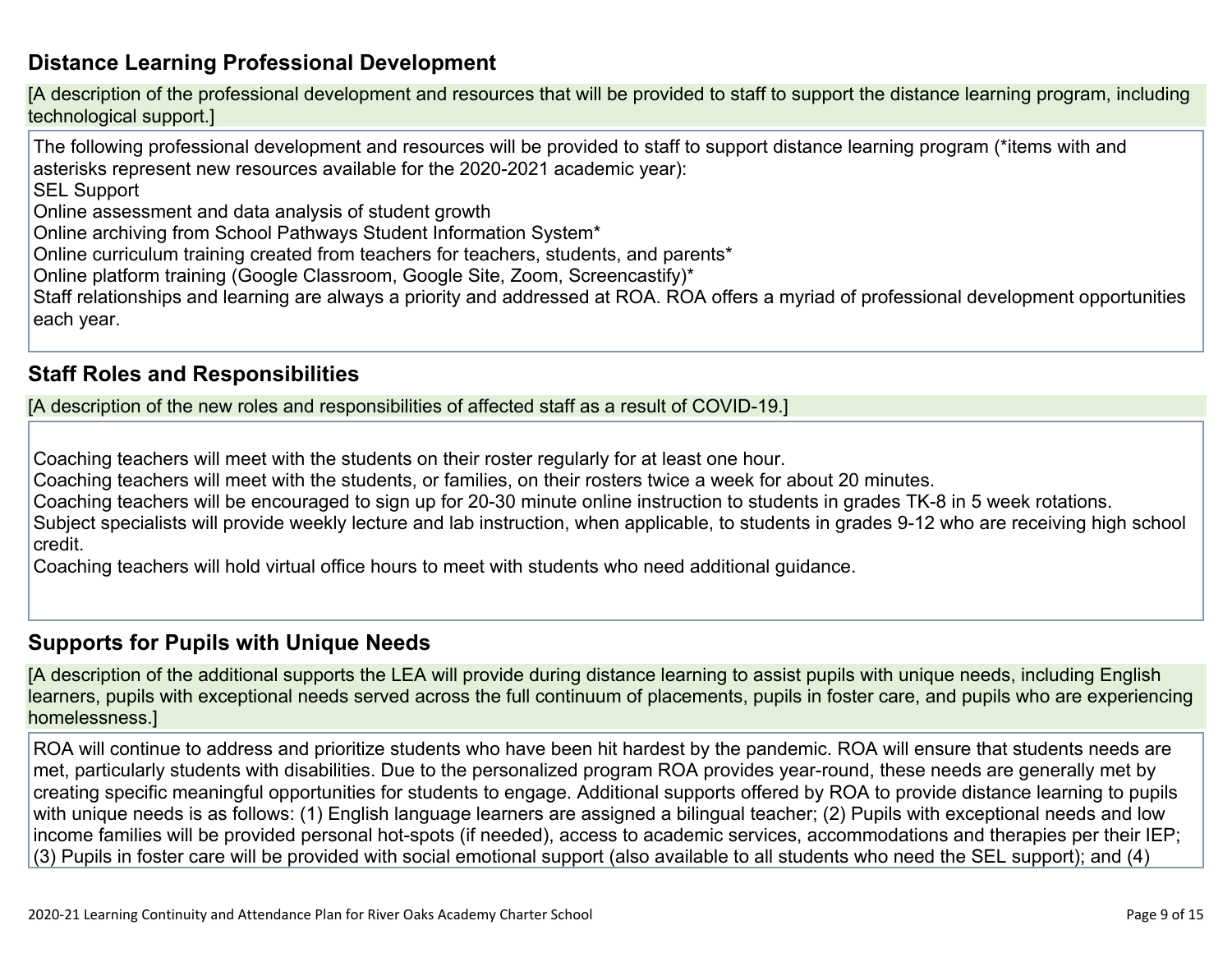## Distance Learning Professional Development

[A description of the professional development and resources that will be provided to staff to support the distance learning program, including technological support.]

The following professional development and resources will be provided to staff to support distance learning program (*items with and asterisks represent new resources available for the 2020-2021 academic year):
SEL Support
Online assessment and data analysis of student growth
Online archiving from School Pathways Student Information System*
Online curriculum training created from teachers for teachers, students, and parents*
Online platform training (Google Classroom, Google Site, Zoom, Screencastify)*
Staff relationships and learning are always a priority and addressed at ROA. ROA offers a myriad of professional development opportunities each year.

## Staff Roles and Responsibilities

[A description of the new roles and responsibilities of affected staff as a result of COVID-19.]

Coaching teachers will meet with the students on their roster regularly for at least one hour.
Coaching teachers will meet with the students, or families, on their rosters twice a week for about 20 minutes.
Coaching teachers will be encouraged to sign up for 20-30 minute online instruction to students in grades TK-8 in 5 week rotations.
Subject specialists will provide weekly lecture and lab instruction, when applicable, to students in grades 9-12 who are receiving high school credit.
Coaching teachers will hold virtual office hours to meet with students who need additional guidance.

## Supports for Pupils with Unique Needs

[A description of the additional supports the LEA will provide during distance learning to assist pupils with unique needs, including English learners, pupils with exceptional needs served across the full continuum of placements, pupils in foster care, and pupils who are experiencing homelessness.]

ROA will continue to address and prioritize students who have been hit hardest by the pandemic. ROA will ensure that students needs are met, particularly students with disabilities. Due to the personalized program ROA provides year-round, these needs are generally met by creating specific meaningful opportunities for students to engage. Additional supports offered by ROA to provide distance learning to pupils with unique needs is as follows: (1) English language learners are assigned a bilingual teacher; (2) Pupils with exceptional needs and low income families will be provided personal hot-spots (if needed), access to academic services, accommodations and therapies per their IEP; (3) Pupils in foster care will be provided with social emotional support (also available to all students who need the SEL support); and (4)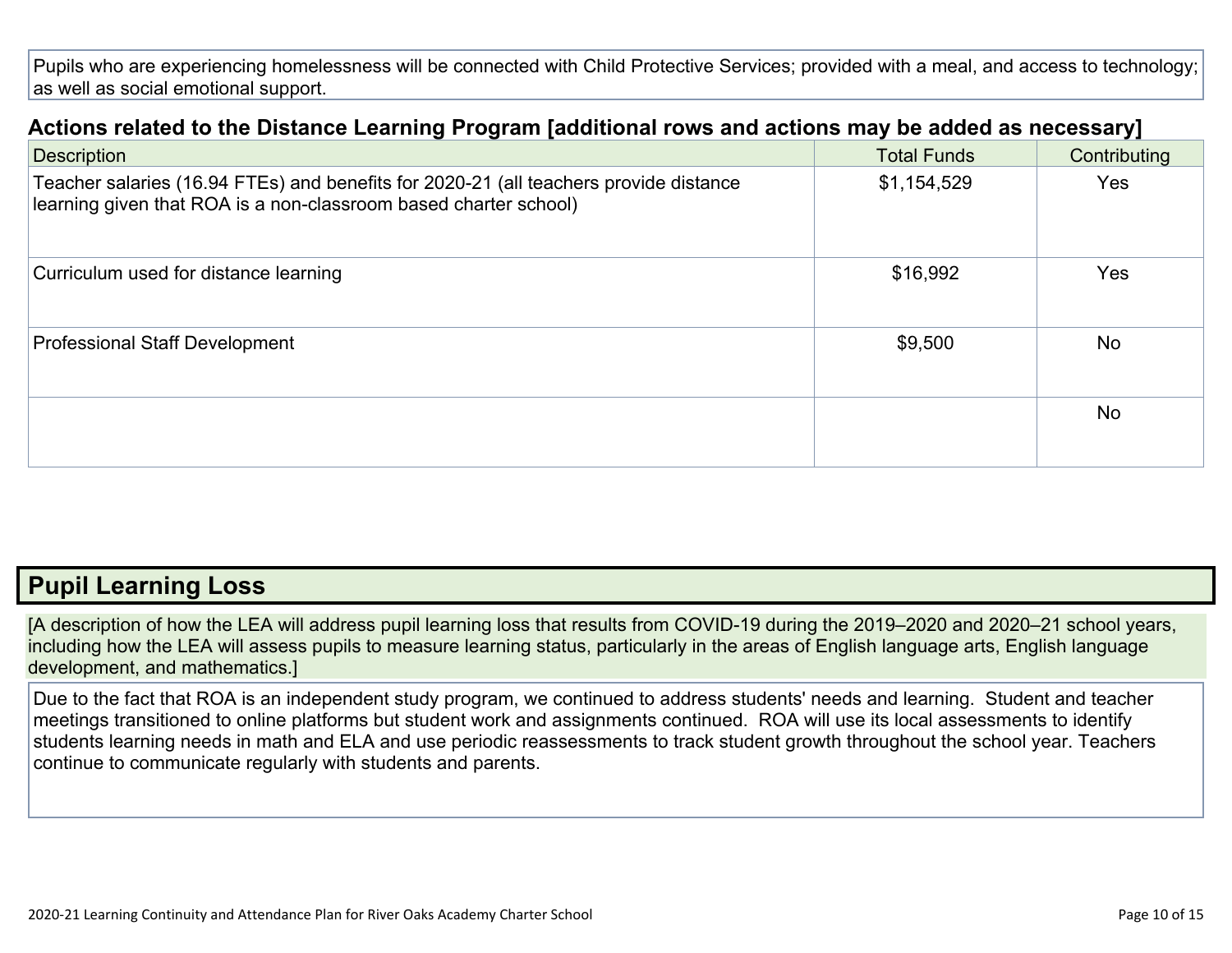Pupils who are experiencing homelessness will be connected with Child Protective Services; provided with a meal, and access to technology; as well as social emotional support.

### Actions related to the Distance Learning Program [additional rows and actions may be added as necessary]

| Description | Total Funds | Contributing |
|---|---|---|
| Teacher salaries (16.94 FTEs) and benefits for 2020-21 (all teachers provide distance learning given that ROA is a non-classroom based charter school) | $1,154,529 | Yes |
| Curriculum used for distance learning | $16,992 | Yes |
| Professional Staff Development | $9,500 | No |
| | | No |

## Pupil Learning Loss

[A description of how the LEA will address pupil learning loss that results from COVID-19 during the 2019–2020 and 2020–21 school years, including how the LEA will assess pupils to measure learning status, particularly in the areas of English language arts, English language development, and mathematics.]

Due to the fact that ROA is an independent study program, we continued to address students' needs and learning. Student and teacher meetings transitioned to online platforms but student work and assignments continued. ROA will use its local assessments to identify students learning needs in math and ELA and use periodic reassessments to track student growth throughout the school year. Teachers continue to communicate regularly with students and parents.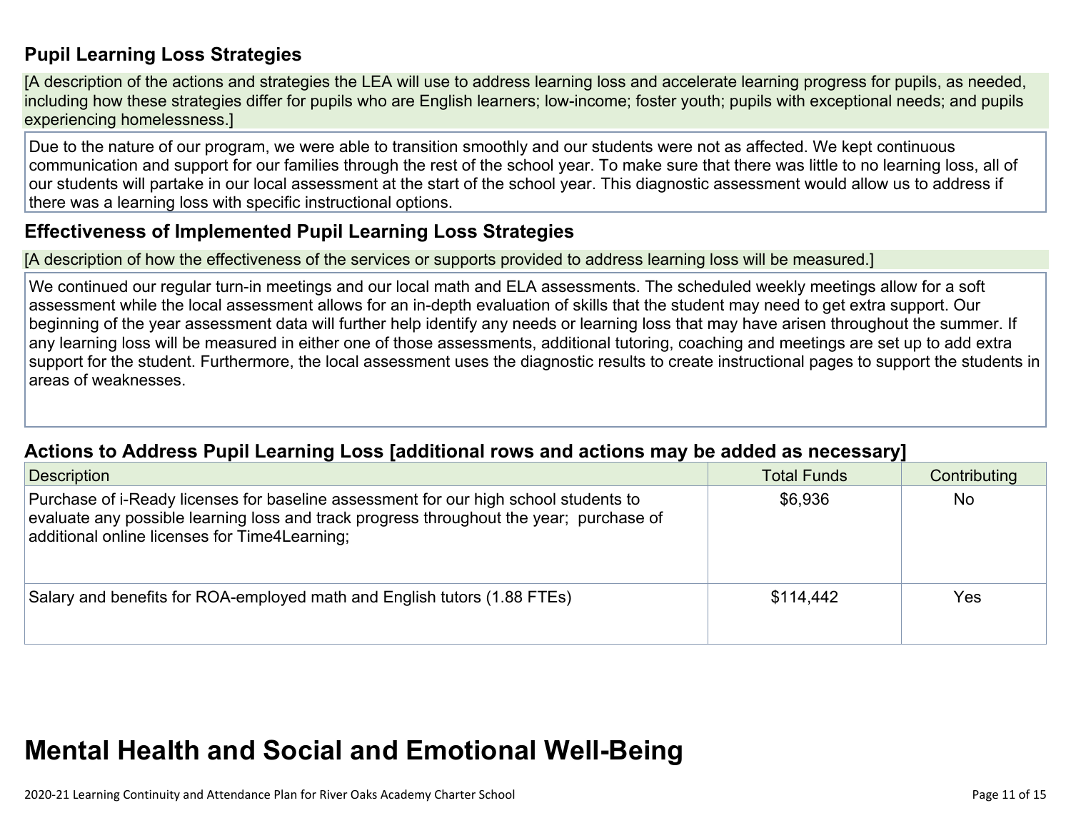## Pupil Learning Loss Strategies

[A description of the actions and strategies the LEA will use to address learning loss and accelerate learning progress for pupils, as needed, including how these strategies differ for pupils who are English learners; low-income; foster youth; pupils with exceptional needs; and pupils experiencing homelessness.]

Due to the nature of our program, we were able to transition smoothly and our students were not as affected. We kept continuous communication and support for our families through the rest of the school year. To make sure that there was little to no learning loss, all of our students will partake in our local assessment at the start of the school year. This diagnostic assessment would allow us to address if there was a learning loss with specific instructional options.

## Effectiveness of Implemented Pupil Learning Loss Strategies

[A description of how the effectiveness of the services or supports provided to address learning loss will be measured.]

We continued our regular turn-in meetings and our local math and ELA assessments. The scheduled weekly meetings allow for a soft assessment while the local assessment allows for an in-depth evaluation of skills that the student may need to get extra support. Our beginning of the year assessment data will further help identify any needs or learning loss that may have arisen throughout the summer. If any learning loss will be measured in either one of those assessments, additional tutoring, coaching and meetings are set up to add extra support for the student. Furthermore, the local assessment uses the diagnostic results to create instructional pages to support the students in areas of weaknesses.

## Actions to Address Pupil Learning Loss [additional rows and actions may be added as necessary]

| Description | Total Funds | Contributing |
|---|---|---|
| Purchase of i-Ready licenses for baseline assessment for our high school students to evaluate any possible learning loss and track progress throughout the year; purchase of additional online licenses for Time4Learning; | $6,936 | No |
| Salary and benefits for ROA-employed math and English tutors (1.88 FTEs) | $114,442 | Yes |

# Mental Health and Social and Emotional Well-Being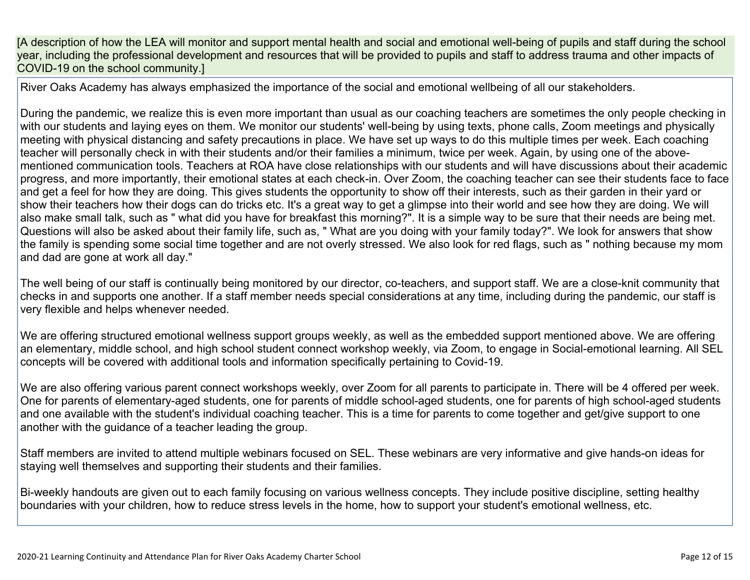[A description of how the LEA will monitor and support mental health and social and emotional well-being of pupils and staff during the school year, including the professional development and resources that will be provided to pupils and staff to address trauma and other impacts of COVID-19 on the school community.]

River Oaks Academy has always emphasized the importance of the social and emotional wellbeing of all our stakeholders.

During the pandemic, we realize this is even more important than usual as our coaching teachers are sometimes the only people checking in with our students and laying eyes on them. We monitor our students' well-being by using texts, phone calls, Zoom meetings and physically meeting with physical distancing and safety precautions in place. We have set up ways to do this multiple times per week. Each coaching teacher will personally check in with their students and/or their families a minimum, twice per week. Again, by using one of the above-mentioned communication tools. Teachers at ROA have close relationships with our students and will have discussions about their academic progress, and more importantly, their emotional states at each check-in. Over Zoom, the coaching teacher can see their students face to face and get a feel for how they are doing. This gives students the opportunity to show off their interests, such as their garden in their yard or show their teachers how their dogs can do tricks etc. It's a great way to get a glimpse into their world and see how they are doing. We will also make small talk, such as " what did you have for breakfast this morning?". It is a simple way to be sure that their needs are being met. Questions will also be asked about their family life, such as, " What are you doing with your family today?". We look for answers that show the family is spending some social time together and are not overly stressed. We also look for red flags, such as " nothing because my mom and dad are gone at work all day."

The well being of our staff is continually being monitored by our director, co-teachers, and support staff. We are a close-knit community that checks in and supports one another. If a staff member needs special considerations at any time, including during the pandemic, our staff is very flexible and helps whenever needed.

We are offering structured emotional wellness support groups weekly, as well as the embedded support mentioned above. We are offering an elementary, middle school, and high school student connect workshop weekly, via Zoom, to engage in Social-emotional learning. All SEL concepts will be covered with additional tools and information specifically pertaining to Covid-19.

We are also offering various parent connect workshops weekly, over Zoom for all parents to participate in. There will be 4 offered per week. One for parents of elementary-aged students, one for parents of middle school-aged students, one for parents of high school-aged students and one available with the student's individual coaching teacher. This is a time for parents to come together and get/give support to one another with the guidance of a teacher leading the group.

Staff members are invited to attend multiple webinars focused on SEL. These webinars are very informative and give hands-on ideas for staying well themselves and supporting their students and their families.

Bi-weekly handouts are given out to each family focusing on various wellness concepts. They include positive discipline, setting healthy boundaries with your children, how to reduce stress levels in the home, how to support your student's emotional wellness, etc.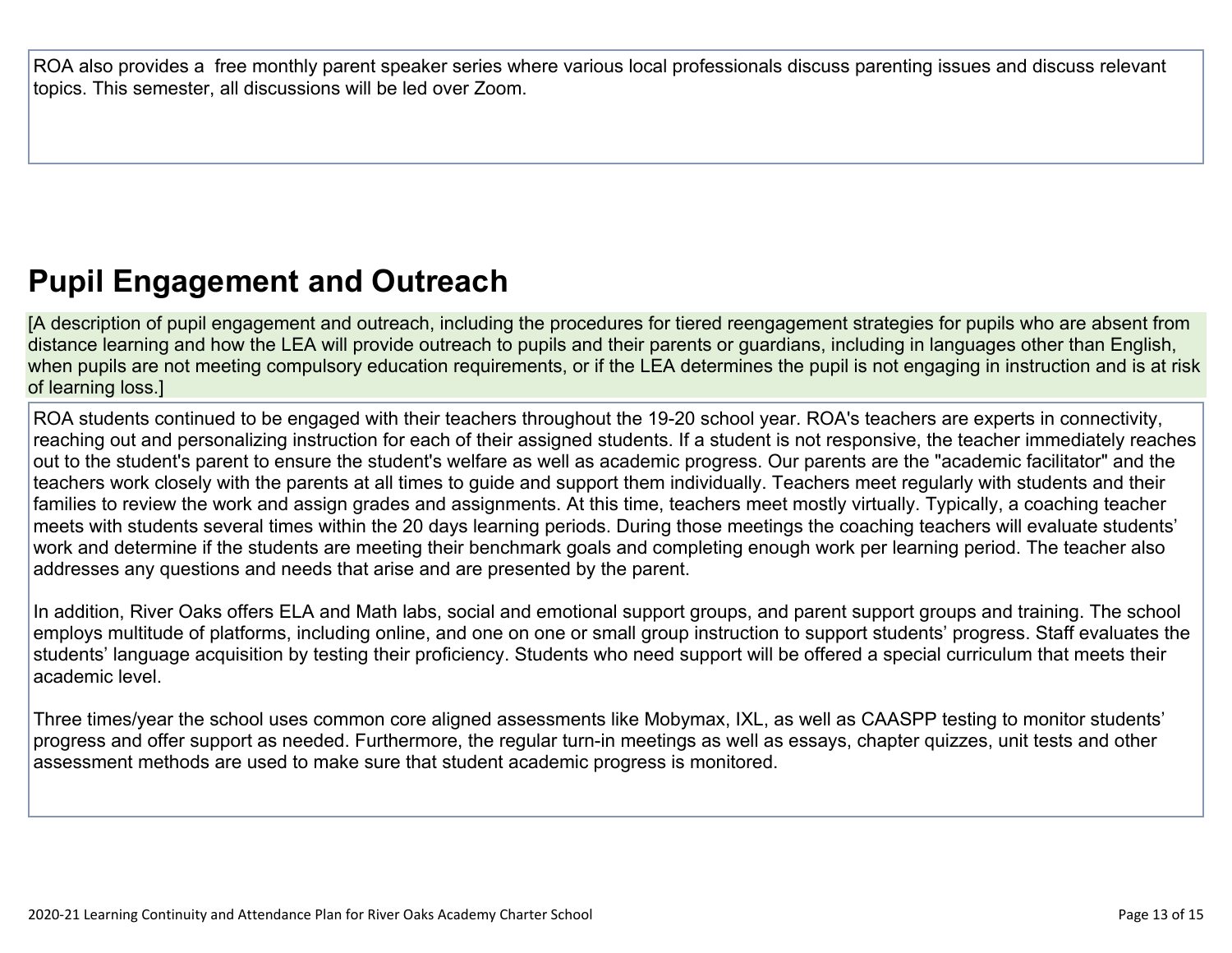ROA also provides a free monthly parent speaker series where various local professionals discuss parenting issues and discuss relevant topics. This semester, all discussions will be led over Zoom.

## Pupil Engagement and Outreach

[A description of pupil engagement and outreach, including the procedures for tiered reengagement strategies for pupils who are absent from distance learning and how the LEA will provide outreach to pupils and their parents or guardians, including in languages other than English, when pupils are not meeting compulsory education requirements, or if the LEA determines the pupil is not engaging in instruction and is at risk of learning loss.]

ROA students continued to be engaged with their teachers throughout the 19-20 school year. ROA's teachers are experts in connectivity, reaching out and personalizing instruction for each of their assigned students. If a student is not responsive, the teacher immediately reaches out to the student's parent to ensure the student's welfare as well as academic progress. Our parents are the "academic facilitator" and the teachers work closely with the parents at all times to guide and support them individually. Teachers meet regularly with students and their families to review the work and assign grades and assignments. At this time, teachers meet mostly virtually. Typically, a coaching teacher meets with students several times within the 20 days learning periods. During those meetings the coaching teachers will evaluate students' work and determine if the students are meeting their benchmark goals and completing enough work per learning period. The teacher also addresses any questions and needs that arise and are presented by the parent.

In addition, River Oaks offers ELA and Math labs, social and emotional support groups, and parent support groups and training. The school employs multitude of platforms, including online, and one on one or small group instruction to support students' progress. Staff evaluates the students' language acquisition by testing their proficiency. Students who need support will be offered a special curriculum that meets their academic level.

Three times/year the school uses common core aligned assessments like Mobymax, IXL, as well as CAASPP testing to monitor students' progress and offer support as needed. Furthermore, the regular turn-in meetings as well as essays, chapter quizzes, unit tests and other assessment methods are used to make sure that student academic progress is monitored.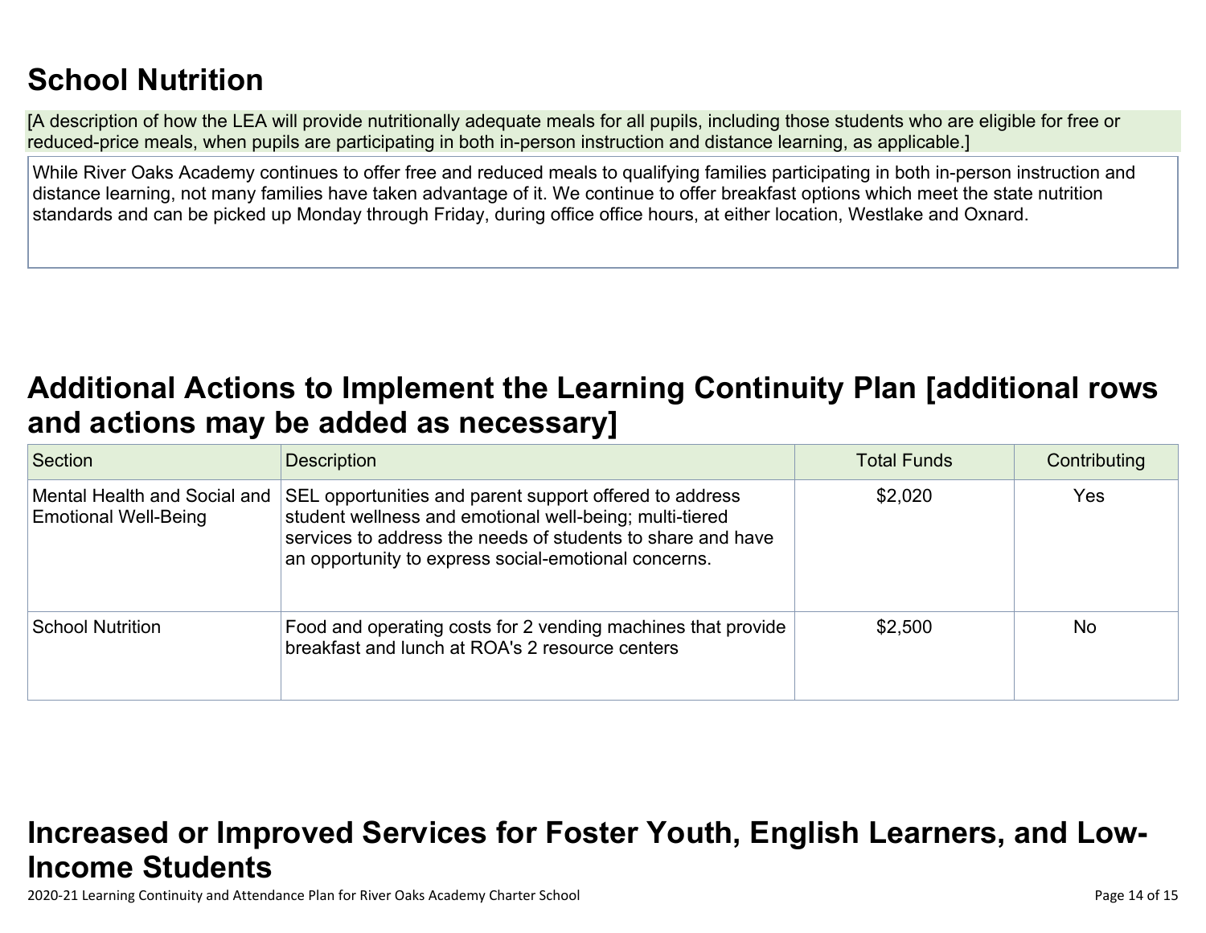## School Nutrition

[A description of how the LEA will provide nutritionally adequate meals for all pupils, including those students who are eligible for free or reduced-price meals, when pupils are participating in both in-person instruction and distance learning, as applicable.]

While River Oaks Academy continues to offer free and reduced meals to qualifying families participating in both in-person instruction and distance learning, not many families have taken advantage of it. We continue to offer breakfast options which meet the state nutrition standards and can be picked up Monday through Friday, during office office hours, at either location, Westlake and Oxnard.

## Additional Actions to Implement the Learning Continuity Plan [additional rows and actions may be added as necessary]

| Section | Description | Total Funds | Contributing |
|---|---|---|---|
| Mental Health and Social and Emotional Well-Being | SEL opportunities and parent support offered to address student wellness and emotional well-being; multi-tiered services to address the needs of students to share and have an opportunity to express social-emotional concerns. | $2,020 | Yes |
| School Nutrition | Food and operating costs for 2 vending machines that provide breakfast and lunch at ROA's 2 resource centers | $2,500 | No |

## Increased or Improved Services for Foster Youth, English Learners, and Low-Income Students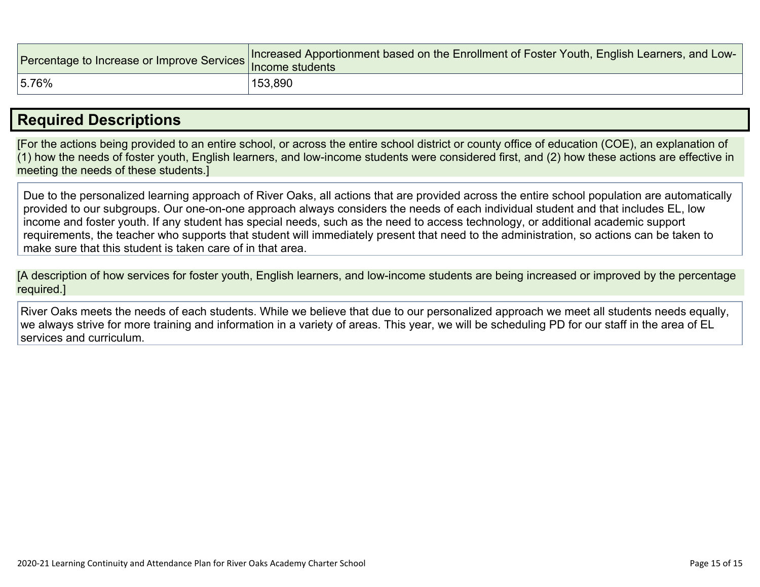| Percentage to Increase or Improve Services | Increased Apportionment based on the Enrollment of Foster Youth, English Learners, and Low-Income students |
| --- | --- |
| 5.76% | 153,890 |

## Required Descriptions

[For the actions being provided to an entire school, or across the entire school district or county office of education (COE), an explanation of (1) how the needs of foster youth, English learners, and low-income students were considered first, and (2) how these actions are effective in meeting the needs of these students.]

Due to the personalized learning approach of River Oaks, all actions that are provided across the entire school population are automatically provided to our subgroups. Our one-on-one approach always considers the needs of each individual student and that includes EL, low income and foster youth. If any student has special needs, such as the need to access technology, or additional academic support requirements, the teacher who supports that student will immediately present that need to the administration, so actions can be taken to make sure that this student is taken care of in that area.

[A description of how services for foster youth, English learners, and low-income students are being increased or improved by the percentage required.]

River Oaks meets the needs of each students. While we believe that due to our personalized approach we meet all students needs equally, we always strive for more training and information in a variety of areas. This year, we will be scheduling PD for our staff in the area of EL services and curriculum.